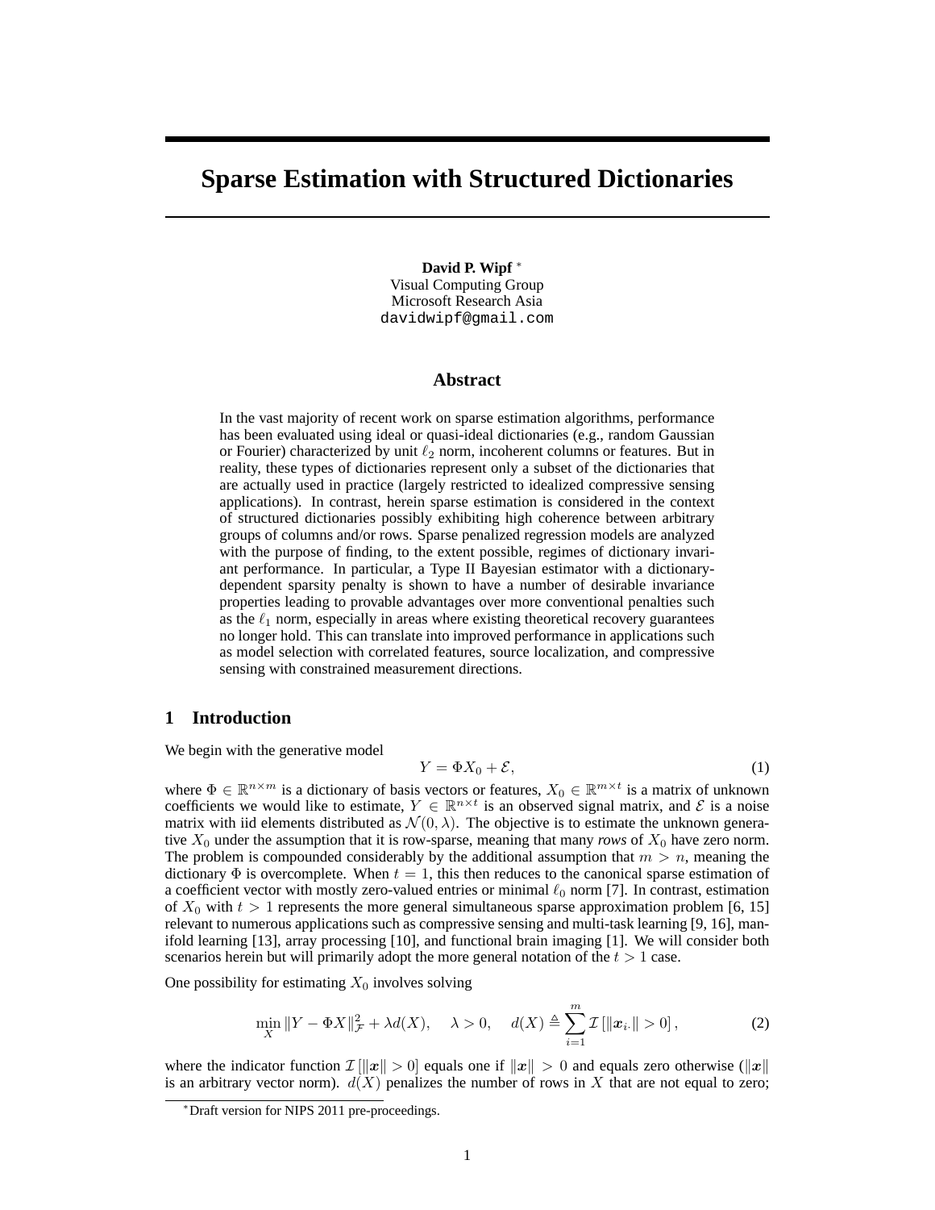# Sparse Estimation with Structured Dictionaries

**David P. Wipf** [*]
Visual Computing Group
Microsoft Research Asia
davidwipf@gmail.com

## Abstract

In the vast majority of recent work on sparse estimation algorithms, performance has been evaluated using ideal or quasi-ideal dictionaries (e.g., random Gaussian or Fourier) characterized by unit $\ell_2$ norm, incoherent columns or features. But in reality, these types of dictionaries represent only a subset of the dictionaries that are actually used in practice (largely restricted to idealized compressive sensing applications). In contrast, herein sparse estimation is considered in the context of structured dictionaries possibly exhibiting high coherence between arbitrary groups of columns and/or rows. Sparse penalized regression models are analyzed with the purpose of finding, to the extent possible, regimes of dictionary invariant performance. In particular, a Type II Bayesian estimator with a dictionary-dependent sparsity penalty is shown to have a number of desirable invariance properties leading to provable advantages over more conventional penalties such as the $\ell_1$ norm, especially in areas where existing theoretical recovery guarantees no longer hold. This can translate into improved performance in applications such as model selection with correlated features, source localization, and compressive sensing with constrained measurement directions.

## 1 Introduction

We begin with the generative model

$$Y = \Phi X_0 + \mathcal{E}, \tag{1}$$

where $\Phi \in \mathbb{R}^{n \times m}$ is a dictionary of basis vectors or features, $X_0 \in \mathbb{R}^{m \times t}$ is a matrix of unknown coefficients we would like to estimate, $Y \in \mathbb{R}^{n \times t}$ is an observed signal matrix, and $\mathcal{E}$ is a noise matrix with iid elements distributed as $\mathcal{N}(0, \lambda)$. The objective is to estimate the unknown generative $X_0$ under the assumption that it is row-sparse, meaning that many *rows* of $X_0$ have zero norm. The problem is compounded considerably by the additional assumption that $m > n$, meaning the dictionary $\Phi$ is overcomplete. When $t = 1$, this then reduces to the canonical sparse estimation of a coefficient vector with mostly zero-valued entries or minimal $\ell_0$ norm [7]. In contrast, estimation of $X_0$ with $t > 1$ represents the more general simultaneous sparse approximation problem [6, 15] relevant to numerous applications such as compressive sensing and multi-task learning [9, 16], manifold learning [13], array processing [10], and functional brain imaging [1]. We will consider both scenarios herein but will primarily adopt the more general notation of the $t > 1$ case.

One possibility for estimating $X_0$ involves solving

$$\min_X \|Y - \Phi X\|_{\mathcal{F}}^2 + \lambda d(X), \quad \lambda > 0, \quad d(X) \triangleq \sum_{i=1}^{m} \mathcal{I}\left[\|\boldsymbol{x}_{i\cdot}\| > 0\right], \tag{2}$$

where the indicator function $\mathcal{I}\left[\|\boldsymbol{x}\| > 0\right]$ equals one if $\|\boldsymbol{x}\| > 0$ and equals zero otherwise ($\|\boldsymbol{x}\|$ is an arbitrary vector norm). $d(X)$ penalizes the number of rows in $X$ that are not equal to zero;

[*] Draft version for NIPS 2011 pre-proceedings.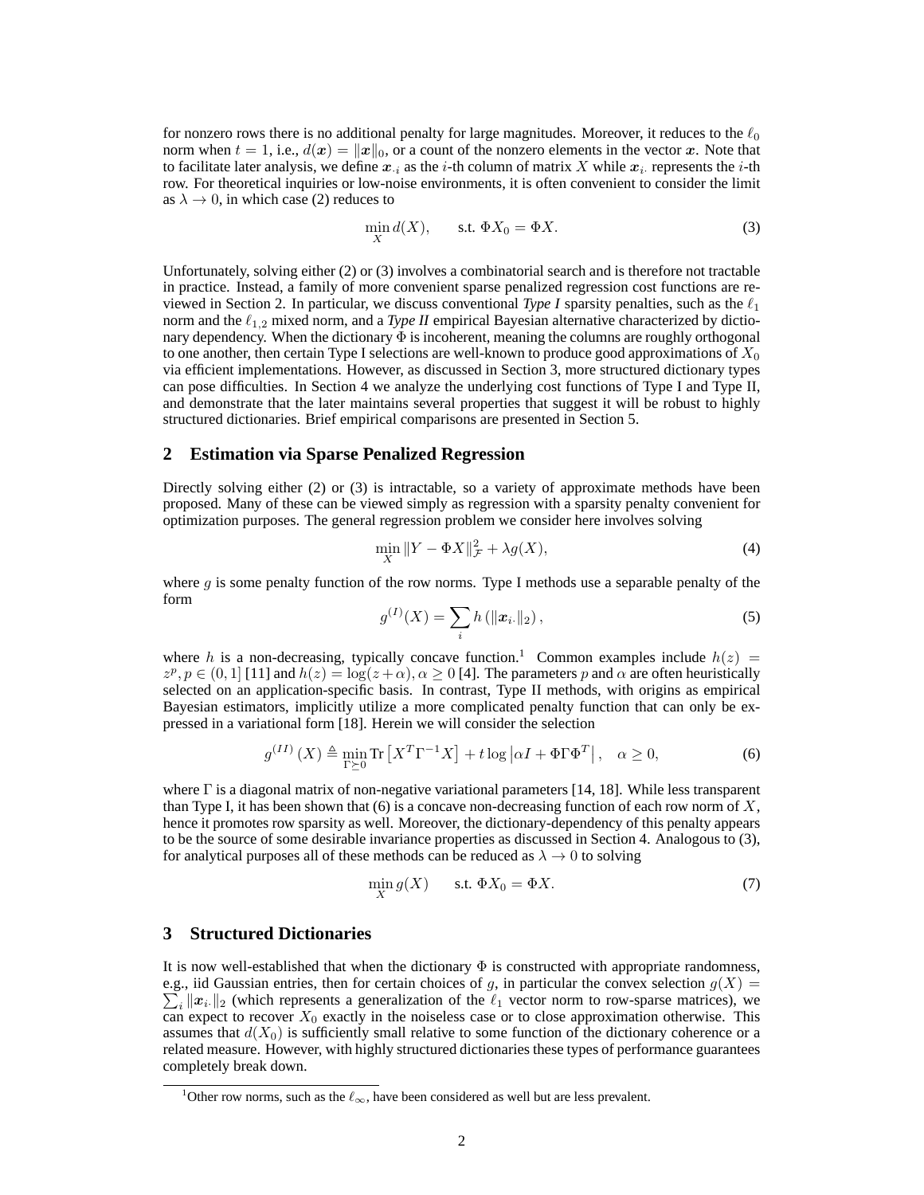for nonzero rows there is no additional penalty for large magnitudes. Moreover, it reduces to the $\ell_0$ norm when $t = 1$, i.e., $d(\boldsymbol{x}) = \|\boldsymbol{x}\|_0$, or a count of the nonzero elements in the vector $\boldsymbol{x}$. Note that to facilitate later analysis, we define $\boldsymbol{x}_{\cdot i}$ as the $i$-th column of matrix $X$ while $\boldsymbol{x}_{i \cdot}$ represents the $i$-th row. For theoretical inquiries or low-noise environments, it is often convenient to consider the limit as $\lambda \to 0$, in which case (2) reduces to

$$\min_X d(X), \qquad \text{s.t. } \Phi X_0 = \Phi X. \tag{3}$$

Unfortunately, solving either (2) or (3) involves a combinatorial search and is therefore not tractable in practice. Instead, a family of more convenient sparse penalized regression cost functions are reviewed in Section 2. In particular, we discuss conventional ***Type I*** sparsity penalties, such as the $\ell_1$ norm and the $\ell_{1,2}$ mixed norm, and a ***Type II*** empirical Bayesian alternative characterized by dictionary dependency. When the dictionary $\Phi$ is incoherent, meaning the columns are roughly orthogonal to one another, then certain Type I selections are well-known to produce good approximations of $X_0$ via efficient implementations. However, as discussed in Section 3, more structured dictionary types can pose difficulties. In Section 4 we analyze the underlying cost functions of Type I and Type II, and demonstrate that the later maintains several properties that suggest it will be robust to highly structured dictionaries. Brief empirical comparisons are presented in Section 5.

## 2 Estimation via Sparse Penalized Regression

Directly solving either (2) or (3) is intractable, so a variety of approximate methods have been proposed. Many of these can be viewed simply as regression with a sparsity penalty convenient for optimization purposes. The general regression problem we consider here involves solving

$$\min_X \|Y - \Phi X\|_{\mathcal{F}}^2 + \lambda g(X), \tag{4}$$

where $g$ is some penalty function of the row norms. Type I methods use a separable penalty of the form

$$g^{(I)}(X) = \sum_i h\left(\|\boldsymbol{x}_{i\cdot}\|_2\right), \tag{5}$$

where $h$ is a non-decreasing, typically concave function.[1] Common examples include $h(z) = z^p, p \in (0, 1]$ [11] and $h(z) = \log(z + \alpha), \alpha \geq 0$ [4]. The parameters $p$ and $\alpha$ are often heuristically selected on an application-specific basis. In contrast, Type II methods, with origins as empirical Bayesian estimators, implicitly utilize a more complicated penalty function that can only be expressed in a variational form [18]. Herein we will consider the selection

$$g^{(II)}(X) \triangleq \min_{\Gamma \succeq 0} \text{Tr}\left[X^T \Gamma^{-1} X\right] + t \log\left|\alpha I + \Phi \Gamma \Phi^T\right|, \quad \alpha \geq 0, \tag{6}$$

where $\Gamma$ is a diagonal matrix of non-negative variational parameters [14, 18]. While less transparent than Type I, it has been shown that (6) is a concave non-decreasing function of each row norm of $X$, hence it promotes row sparsity as well. Moreover, the dictionary-dependency of this penalty appears to be the source of some desirable invariance properties as discussed in Section 4. Analogous to (3), for analytical purposes all of these methods can be reduced as $\lambda \to 0$ to solving

$$\min_X g(X) \qquad \text{s.t. } \Phi X_0 = \Phi X. \tag{7}$$

## 3 Structured Dictionaries

It is now well-established that when the dictionary $\Phi$ is constructed with appropriate randomness, e.g., iid Gaussian entries, then for certain choices of $g$, in particular the convex selection $g(X) = \sum_i \|\boldsymbol{x}_{i\cdot}\|_2$ (which represents a generalization of the $\ell_1$ vector norm to row-sparse matrices), we can expect to recover $X_0$ exactly in the noiseless case or to close approximation otherwise. This assumes that $d(X_0)$ is sufficiently small relative to some function of the dictionary coherence or a related measure. However, with highly structured dictionaries these types of performance guarantees completely break down.

[1] Other row norms, such as the $\ell_\infty$, have been considered as well but are less prevalent.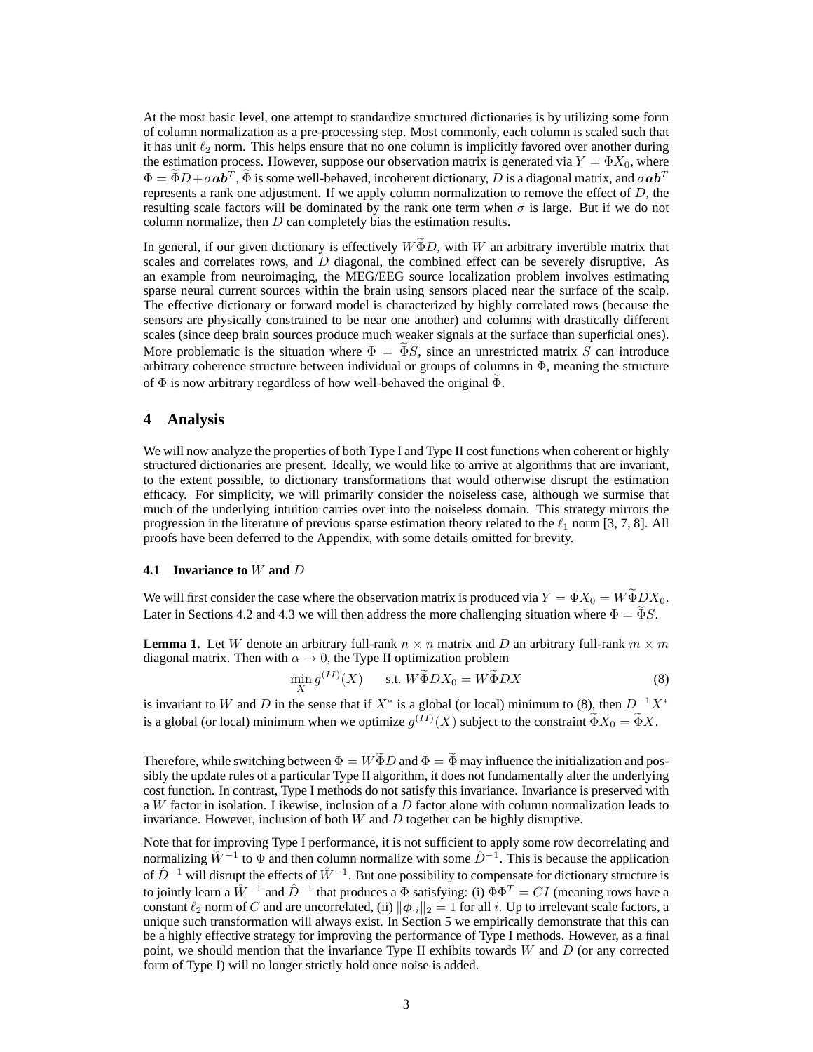At the most basic level, one attempt to standardize structured dictionaries is by utilizing some form of column normalization as a pre-processing step. Most commonly, each column is scaled such that it has unit $\ell_2$ norm. This helps ensure that no one column is implicitly favored over another during the estimation process. However, suppose our observation matrix is generated via $Y = \Phi X_0$, where $\Phi = \widetilde{\Phi} D + \sigma \boldsymbol{a}\boldsymbol{b}^T$, $\widetilde{\Phi}$ is some well-behaved, incoherent dictionary, $D$ is a diagonal matrix, and $\sigma \boldsymbol{a}\boldsymbol{b}^T$ represents a rank one adjustment. If we apply column normalization to remove the effect of $D$, the resulting scale factors will be dominated by the rank one term when $\sigma$ is large. But if we do not column normalize, then $D$ can completely bias the estimation results.

In general, if our given dictionary is effectively $W\widetilde{\Phi}D$, with $W$ an arbitrary invertible matrix that scales and correlates rows, and $D$ diagonal, the combined effect can be severely disruptive. As an example from neuroimaging, the MEG/EEG source localization problem involves estimating sparse neural current sources within the brain using sensors placed near the surface of the scalp. The effective dictionary or forward model is characterized by highly correlated rows (because the sensors are physically constrained to be near one another) and columns with drastically different scales (since deep brain sources produce much weaker signals at the surface than superficial ones). More problematic is the situation where $\Phi = \widetilde{\Phi} S$, since an unrestricted matrix $S$ can introduce arbitrary coherence structure between individual or groups of columns in $\Phi$, meaning the structure of $\Phi$ is now arbitrary regardless of how well-behaved the original $\widetilde{\Phi}$.

## 4 Analysis

We will now analyze the properties of both Type I and Type II cost functions when coherent or highly structured dictionaries are present. Ideally, we would like to arrive at algorithms that are invariant, to the extent possible, to dictionary transformations that would otherwise disrupt the estimation efficacy. For simplicity, we will primarily consider the noiseless case, although we surmise that much of the underlying intuition carries over into the noiseless domain. This strategy mirrors the progression in the literature of previous sparse estimation theory related to the $\ell_1$ norm [3, 7, 8]. All proofs have been deferred to the Appendix, with some details omitted for brevity.

### 4.1 Invariance to $W$ and $D$

We will first consider the case where the observation matrix is produced via $Y = \Phi X_0 = W\widetilde{\Phi} D X_0$. Later in Sections 4.2 and 4.3 we will then address the more challenging situation where $\Phi = \widetilde{\Phi} S$.

**Lemma 1.** *Let $W$ denote an arbitrary full-rank $n \times n$ matrix and $D$ an arbitrary full-rank $m \times m$ diagonal matrix. Then with $\alpha \to 0$, the Type II optimization problem*

$$\min_X g^{(II)}(X) \qquad \text{s.t. } W\widetilde{\Phi} D X_0 = W\widetilde{\Phi} D X \tag{8}$$

*is invariant to $W$ and $D$ in the sense that if $X^*$ is a global (or local) minimum to (8), then $D^{-1}X^*$ is a global (or local) minimum when we optimize $g^{(II)}(X)$ subject to the constraint $\widetilde{\Phi} X_0 = \widetilde{\Phi} X$.*

Therefore, while switching between $\Phi = W\widetilde{\Phi} D$ and $\Phi = \widetilde{\Phi}$ may influence the initialization and possibly the update rules of a particular Type II algorithm, it does not fundamentally alter the underlying cost function. In contrast, Type I methods do not satisfy this invariance. Invariance is preserved with a $W$ factor in isolation. Likewise, inclusion of a $D$ factor alone with column normalization leads to invariance. However, inclusion of both $W$ and $D$ together can be highly disruptive.

Note that for improving Type I performance, it is not sufficient to apply some row decorrelating and normalizing $\hat{W}^{-1}$ to $\Phi$ and then column normalize with some $\hat{D}^{-1}$. This is because the application of $\hat{D}^{-1}$ will disrupt the effects of $\hat{W}^{-1}$. But one possibility to compensate for dictionary structure is to jointly learn a $\hat{W}^{-1}$ and $\hat{D}^{-1}$ that produces a $\Phi$ satisfying: (i) $\Phi\Phi^T = CI$ (meaning rows have a constant $\ell_2$ norm of $C$ and are uncorrelated, (ii) $\|\boldsymbol{\phi}_{\cdot i}\|_2 = 1$ for all $i$. Up to irrelevant scale factors, a unique such transformation will always exist. In Section 5 we empirically demonstrate that this can be a highly effective strategy for improving the performance of Type I methods. However, as a final point, we should mention that the invariance Type II exhibits towards $W$ and $D$ (or any corrected form of Type I) will no longer strictly hold once noise is added.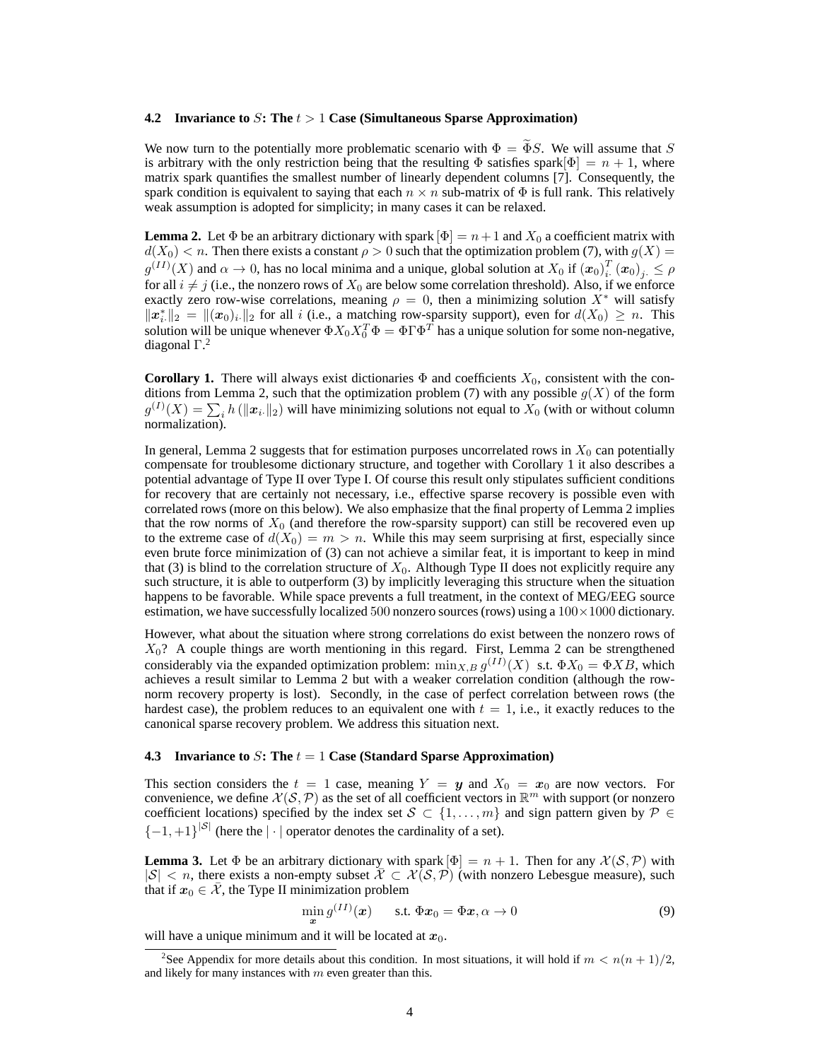### 4.2 Invariance to $S$: The $t > 1$ Case (Simultaneous Sparse Approximation)

We now turn to the potentially more problematic scenario with $\Phi = \widetilde{\Phi}S$. We will assume that $S$ is arbitrary with the only restriction being that the resulting $\Phi$ satisfies spark$[\Phi] = n + 1$, where matrix spark quantifies the smallest number of linearly dependent columns [7]. Consequently, the spark condition is equivalent to saying that each $n \times n$ sub-matrix of $\Phi$ is full rank. This relatively weak assumption is adopted for simplicity; in many cases it can be relaxed.

**Lemma 2.** Let $\Phi$ be an arbitrary dictionary with spark $[\Phi] = n+1$ and $X_0$ a coefficient matrix with $d(X_0) < n$. Then there exists a constant $\rho > 0$ such that the optimization problem (7), with $g(X) = g^{(II)}(X)$ and $\alpha \to 0$, has no local minima and a unique, global solution at $X_0$ if $(\boldsymbol{x}_0)_{i\cdot}^T (\boldsymbol{x}_0)_{j\cdot} \leq \rho$ for all $i \neq j$ (i.e., the nonzero rows of $X_0$ are below some correlation threshold). Also, if we enforce exactly zero row-wise correlations, meaning $\rho = 0$, then a minimizing solution $X^*$ will satisfy $\|\boldsymbol{x}^*_{i\cdot}\|_2 = \|(\boldsymbol{x}_0)_{i\cdot}\|_2$ for all $i$ (i.e., a matching row-sparsity support), even for $d(X_0) \geq n$. This solution will be unique whenever $\Phi X_0 X_0^T \Phi = \Phi \Gamma \Phi^T$ has a unique solution for some non-negative, diagonal $\Gamma$.[2]

**Corollary 1.** There will always exist dictionaries $\Phi$ and coefficients $X_0$, consistent with the conditions from Lemma 2, such that the optimization problem (7) with any possible $g(X)$ of the form $g^{(I)}(X) = \sum_i h\left(\|\boldsymbol{x}_{i\cdot}\|_2\right)$ will have minimizing solutions not equal to $X_0$ (with or without column normalization).

In general, Lemma 2 suggests that for estimation purposes uncorrelated rows in $X_0$ can potentially compensate for troublesome dictionary structure, and together with Corollary 1 it also describes a potential advantage of Type II over Type I. Of course this result only stipulates sufficient conditions for recovery that are certainly not necessary, i.e., effective sparse recovery is possible even with correlated rows (more on this below). We also emphasize that the final property of Lemma 2 implies that the row norms of $X_0$ (and therefore the row-sparsity support) can still be recovered even up to the extreme case of $d(X_0) = m > n$. While this may seem surprising at first, especially since even brute force minimization of (3) can not achieve a similar feat, it is important to keep in mind that (3) is blind to the correlation structure of $X_0$. Although Type II does not explicitly require any such structure, it is able to outperform (3) by implicitly leveraging this structure when the situation happens to be favorable. While space prevents a full treatment, in the context of MEG/EEG source estimation, we have successfully localized 500 nonzero sources (rows) using a $100 \times 1000$ dictionary.

However, what about the situation where strong correlations do exist between the nonzero rows of $X_0$? A couple things are worth mentioning in this regard. First, Lemma 2 can be strengthened considerably via the expanded optimization problem: $\min_{X,B} g^{(II)}(X)$ s.t. $\Phi X_0 = \Phi X B$, which achieves a result similar to Lemma 2 but with a weaker correlation condition (although the row-norm recovery property is lost). Secondly, in the case of perfect correlation between rows (the hardest case), the problem reduces to an equivalent one with $t = 1$, i.e., it exactly reduces to the canonical sparse recovery problem. We address this situation next.

### 4.3 Invariance to $S$: The $t = 1$ Case (Standard Sparse Approximation)

This section considers the $t = 1$ case, meaning $Y = \boldsymbol{y}$ and $X_0 = \boldsymbol{x}_0$ are now vectors. For convenience, we define $\mathcal{X}(\mathcal{S}, \mathcal{P})$ as the set of all coefficient vectors in $\mathbb{R}^m$ with support (or nonzero coefficient locations) specified by the index set $\mathcal{S} \subset \{1, \ldots, m\}$ and sign pattern given by $\mathcal{P} \in \{-1, +1\}^{|\mathcal{S}|}$ (here the $|\cdot|$ operator denotes the cardinality of a set).

**Lemma 3.** Let $\Phi$ be an arbitrary dictionary with spark $[\Phi] = n + 1$. Then for any $\mathcal{X}(\mathcal{S}, \mathcal{P})$ with $|\mathcal{S}| < n$, there exists a non-empty subset $\bar{\mathcal{X}} \subset \mathcal{X}(\mathcal{S}, \mathcal{P})$ (with nonzero Lebesgue measure), such that if $\boldsymbol{x}_0 \in \bar{\mathcal{X}}$, the Type II minimization problem

$$\min_{\boldsymbol{x}} g^{(II)}(\boldsymbol{x}) \qquad \text{s.t. } \Phi \boldsymbol{x}_0 = \Phi \boldsymbol{x}, \alpha \to 0 \tag{9}$$

will have a unique minimum and it will be located at $\boldsymbol{x}_0$.

[2] See Appendix for more details about this condition. In most situations, it will hold if $m < n(n+1)/2$, and likely for many instances with $m$ even greater than this.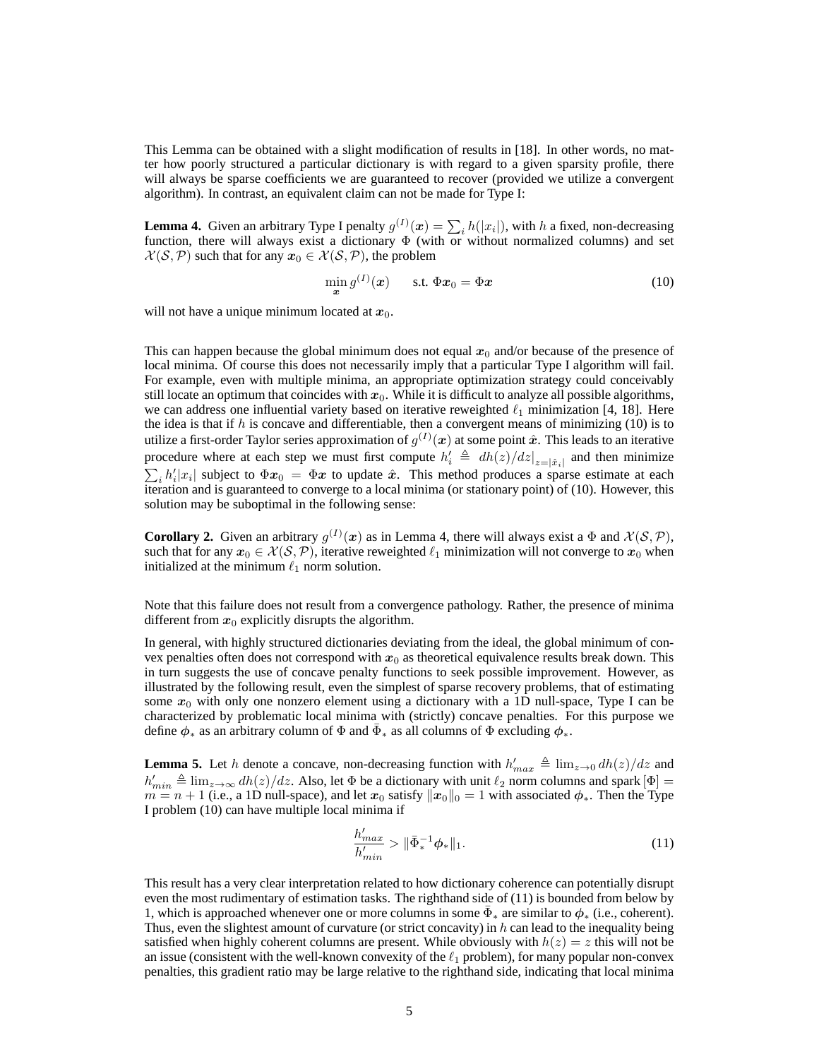This Lemma can be obtained with a slight modification of results in [18]. In other words, no matter how poorly structured a particular dictionary is with regard to a given sparsity profile, there will always be sparse coefficients we are guaranteed to recover (provided we utilize a convergent algorithm). In contrast, an equivalent claim can not be made for Type I:

**Lemma 4.** Given an arbitrary Type I penalty $g^{(I)}(\boldsymbol{x}) = \sum_i h(|x_i|)$, with $h$ a fixed, non-decreasing function, there will always exist a dictionary $\Phi$ (with or without normalized columns) and set $\mathcal{X}(\mathcal{S}, \mathcal{P})$ such that for any $\boldsymbol{x}_0 \in \mathcal{X}(\mathcal{S}, \mathcal{P})$, the problem

$$\min_{\boldsymbol{x}} g^{(I)}(\boldsymbol{x}) \qquad \text{s.t. } \Phi \boldsymbol{x}_0 = \Phi \boldsymbol{x} \tag{10}$$

will not have a unique minimum located at $\boldsymbol{x}_0$.

This can happen because the global minimum does not equal $\boldsymbol{x}_0$ and/or because of the presence of local minima. Of course this does not necessarily imply that a particular Type I algorithm will fail. For example, even with multiple minima, an appropriate optimization strategy could conceivably still locate an optimum that coincides with $\boldsymbol{x}_0$. While it is difficult to analyze all possible algorithms, we can address one influential variety based on iterative reweighted $\ell_1$ minimization [4, 18]. Here the idea is that if $h$ is concave and differentiable, then a convergent means of minimizing (10) is to utilize a first-order Taylor series approximation of $g^{(I)}(\boldsymbol{x})$ at some point $\hat{\boldsymbol{x}}$. This leads to an iterative procedure where at each step we must first compute $h'_i \triangleq dh(z)/dz|_{z=|\hat{x}_i|}$ and then minimize $\sum_i h'_i |x_i|$ subject to $\Phi \boldsymbol{x}_0 = \Phi \boldsymbol{x}$ to update $\hat{\boldsymbol{x}}$. This method produces a sparse estimate at each iteration and is guaranteed to converge to a local minima (or stationary point) of (10). However, this solution may be suboptimal in the following sense:

**Corollary 2.** Given an arbitrary $g^{(I)}(\boldsymbol{x})$ as in Lemma 4, there will always exist a $\Phi$ and $\mathcal{X}(\mathcal{S}, \mathcal{P})$, such that for any $\boldsymbol{x}_0 \in \mathcal{X}(\mathcal{S}, \mathcal{P})$, iterative reweighted $\ell_1$ minimization will not converge to $\boldsymbol{x}_0$ when initialized at the minimum $\ell_1$ norm solution.

Note that this failure does not result from a convergence pathology. Rather, the presence of minima different from $\boldsymbol{x}_0$ explicitly disrupts the algorithm.

In general, with highly structured dictionaries deviating from the ideal, the global minimum of convex penalties often does not correspond with $\boldsymbol{x}_0$ as theoretical equivalence results break down. This in turn suggests the use of concave penalty functions to seek possible improvement. However, as illustrated by the following result, even the simplest of sparse recovery problems, that of estimating some $\boldsymbol{x}_0$ with only one nonzero element using a dictionary with a 1D null-space, Type I can be characterized by problematic local minima with (strictly) concave penalties. For this purpose we define $\boldsymbol{\phi}_*$ as an arbitrary column of $\Phi$ and $\bar{\Phi}_*$ as all columns of $\Phi$ excluding $\boldsymbol{\phi}_*$.

**Lemma 5.** Let $h$ denote a concave, non-decreasing function with $h'_{max} \triangleq \lim_{z \to 0} dh(z)/dz$ and $h'_{min} \triangleq \lim_{z \to \infty} dh(z)/dz$. Also, let $\Phi$ be a dictionary with unit $\ell_2$ norm columns and spark$[\Phi] = m = n + 1$ (i.e., a 1D null-space), and let $\boldsymbol{x}_0$ satisfy $\|\boldsymbol{x}_0\|_0 = 1$ with associated $\boldsymbol{\phi}_*$. Then the Type I problem (10) can have multiple local minima if

$$\frac{h'_{max}}{h'_{min}} > \|\bar{\Phi}_*^{-1} \boldsymbol{\phi}_*\|_1. \tag{11}$$

This result has a very clear interpretation related to how dictionary coherence can potentially disrupt even the most rudimentary of estimation tasks. The righthand side of (11) is bounded from below by 1, which is approached whenever one or more columns in some $\bar{\Phi}_*$ are similar to $\boldsymbol{\phi}_*$ (i.e., coherent). Thus, even the slightest amount of curvature (or strict concavity) in $h$ can lead to the inequality being satisfied when highly coherent columns are present. While obviously with $h(z) = z$ this will not be an issue (consistent with the well-known convexity of the $\ell_1$ problem), for many popular non-convex penalties, this gradient ratio may be large relative to the righthand side, indicating that local minima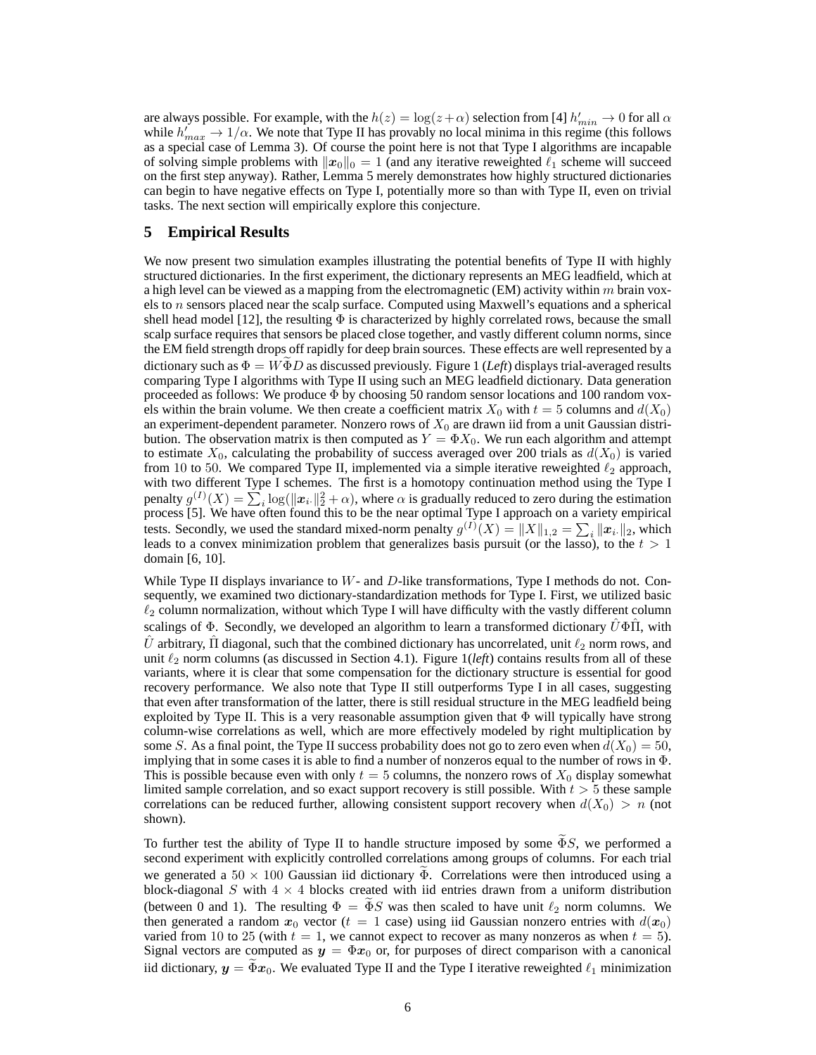are always possible. For example, with the $h(z) = \log(z + \alpha)$ selection from [4] $h'_{min} \to 0$ for all $\alpha$ while $h'_{max} \to 1/\alpha$. We note that Type II has provably no local minima in this regime (this follows as a special case of Lemma 3). Of course the point here is not that Type I algorithms are incapable of solving simple problems with $\|\boldsymbol{x}_0\|_0 = 1$ (and any iterative reweighted $\ell_1$ scheme will succeed on the first step anyway). Rather, Lemma 5 merely demonstrates how highly structured dictionaries can begin to have negative effects on Type I, potentially more so than with Type II, even on trivial tasks. The next section will empirically explore this conjecture.

## 5 Empirical Results

We now present two simulation examples illustrating the potential benefits of Type II with highly structured dictionaries. In the first experiment, the dictionary represents an MEG leadfield, which at a high level can be viewed as a mapping from the electromagnetic (EM) activity within $m$ brain voxels to $n$ sensors placed near the scalp surface. Computed using Maxwell's equations and a spherical shell head model [12], the resulting $\Phi$ is characterized by highly correlated rows, because the small scalp surface requires that sensors be placed close together, and vastly different column norms, since the EM field strength drops off rapidly for deep brain sources. These effects are well represented by a dictionary such as $\Phi = W\widetilde{\Phi}D$ as discussed previously. Figure 1 (*Left*) displays trial-averaged results comparing Type I algorithms with Type II using such an MEG leadfield dictionary. Data generation proceeded as follows: We produce $\Phi$ by choosing 50 random sensor locations and 100 random voxels within the brain volume. We then create a coefficient matrix $X_0$ with $t = 5$ columns and $d(X_0)$ an experiment-dependent parameter. Nonzero rows of $X_0$ are drawn iid from a unit Gaussian distribution. The observation matrix is then computed as $Y = \Phi X_0$. We run each algorithm and attempt to estimate $X_0$, calculating the probability of success averaged over 200 trials as $d(X_0)$ is varied from 10 to 50. We compared Type II, implemented via a simple iterative reweighted $\ell_2$ approach, with two different Type I schemes. The first is a homotopy continuation method using the Type I penalty $g^{(I)}(X) = \sum_i \log(\|\boldsymbol{x}_{i\cdot}\|_2^2 + \alpha)$, where $\alpha$ is gradually reduced to zero during the estimation process [5]. We have often found this to be the near optimal Type I approach on a variety empirical tests. Secondly, we used the standard mixed-norm penalty $g^{(I)}(X) = \|X\|_{1,2} = \sum_i \|\boldsymbol{x}_{i\cdot}\|_2$, which leads to a convex minimization problem that generalizes basis pursuit (or the lasso), to the $t > 1$ domain [6, 10].

While Type II displays invariance to $W$- and $D$-like transformations, Type I methods do not. Consequently, we examined two dictionary-standardization methods for Type I. First, we utilized basic $\ell_2$ column normalization, without which Type I will have difficulty with the vastly different column scalings of $\Phi$. Secondly, we developed an algorithm to learn a transformed dictionary $\hat{U}\Phi\hat{\Pi}$, with $\hat{U}$ arbitrary, $\hat{\Pi}$ diagonal, such that the combined dictionary has uncorrelated, unit $\ell_2$ norm rows, and unit $\ell_2$ norm columns (as discussed in Section 4.1). Figure 1(*left*) contains results from all of these variants, where it is clear that some compensation for the dictionary structure is essential for good recovery performance. We also note that Type II still outperforms Type I in all cases, suggesting that even after transformation of the latter, there is still residual structure in the MEG leadfield being exploited by Type II. This is a very reasonable assumption given that $\Phi$ will typically have strong column-wise correlations as well, which are more effectively modeled by right multiplication by some $S$. As a final point, the Type II success probability does not go to zero even when $d(X_0) = 50$, implying that in some cases it is able to find a number of nonzeros equal to the number of rows in $\Phi$. This is possible because even with only $t = 5$ columns, the nonzero rows of $X_0$ display somewhat limited sample correlation, and so exact support recovery is still possible. With $t > 5$ these sample correlations can be reduced further, allowing consistent support recovery when $d(X_0) > n$ (not shown).

To further test the ability of Type II to handle structure imposed by some $\widetilde{\Phi}S$, we performed a second experiment with explicitly controlled correlations among groups of columns. For each trial we generated a $50 \times 100$ Gaussian iid dictionary $\widetilde{\Phi}$. Correlations were then introduced using a block-diagonal $S$ with $4 \times 4$ blocks created with iid entries drawn from a uniform distribution (between 0 and 1). The resulting $\Phi = \widetilde{\Phi}S$ was then scaled to have unit $\ell_2$ norm columns. We then generated a random $\boldsymbol{x}_0$ vector ($t = 1$ case) using iid Gaussian nonzero entries with $d(\boldsymbol{x}_0)$ varied from 10 to 25 (with $t = 1$, we cannot expect to recover as many nonzeros as when $t = 5$). Signal vectors are computed as $\boldsymbol{y} = \Phi\boldsymbol{x}_0$ or, for purposes of direct comparison with a canonical iid dictionary, $\boldsymbol{y} = \widetilde{\Phi}\boldsymbol{x}_0$. We evaluated Type II and the Type I iterative reweighted $\ell_1$ minimization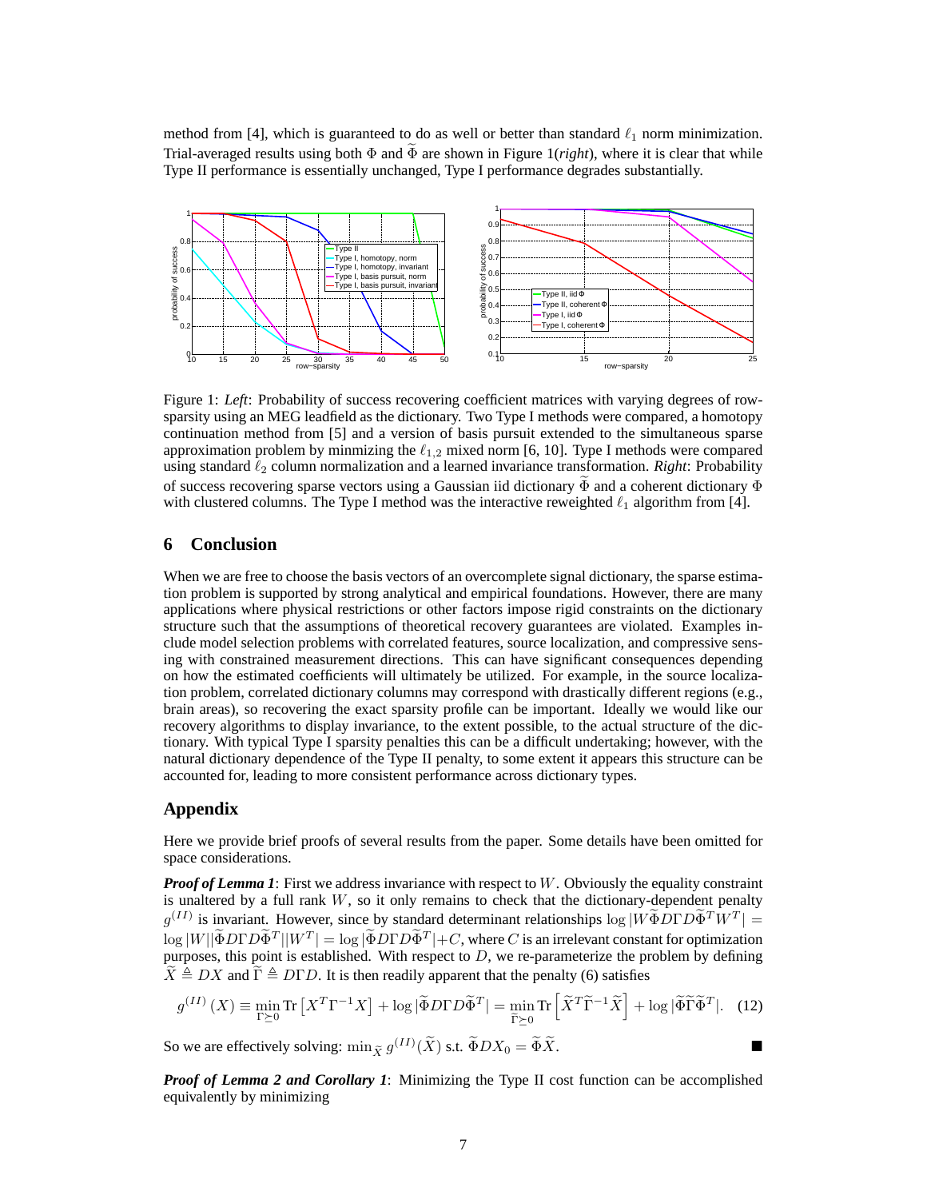method from [4], which is guaranteed to do as well or better than standard $\ell_1$ norm minimization. Trial-averaged results using both $\Phi$ and $\widetilde{\Phi}$ are shown in Figure 1(*right*), where it is clear that while Type II performance is essentially unchanged, Type I performance degrades substantially.

Figure 1: *Left*: Probability of success recovering coefficient matrices with varying degrees of row-sparsity using an MEG leadfield as the dictionary. Two Type I methods were compared, a homotopy continuation method from [5] and a version of basis pursuit extended to the simultaneous sparse approximation problem by minmizing the $\ell_{1,2}$ mixed norm [6, 10]. Type I methods were compared using standard $\ell_2$ column normalization and a learned invariance transformation. *Right*: Probability of success recovering sparse vectors using a Gaussian iid dictionary $\widetilde{\Phi}$ and a coherent dictionary $\Phi$ with clustered columns. The Type I method was the interactive reweighted $\ell_1$ algorithm from [4].

## 6 Conclusion

When we are free to choose the basis vectors of an overcomplete signal dictionary, the sparse estimation problem is supported by strong analytical and empirical foundations. However, there are many applications where physical restrictions or other factors impose rigid constraints on the dictionary structure such that the assumptions of theoretical recovery guarantees are violated. Examples include model selection problems with correlated features, source localization, and compressive sensing with constrained measurement directions. This can have significant consequences depending on how the estimated coefficients will ultimately be utilized. For example, in the source localization problem, correlated dictionary columns may correspond with drastically different regions (e.g., brain areas), so recovering the exact sparsity profile can be important. Ideally we would like our recovery algorithms to display invariance, to the extent possible, to the actual structure of the dictionary. With typical Type I sparsity penalties this can be a difficult undertaking; however, with the natural dictionary dependence of the Type II penalty, to some extent it appears this structure can be accounted for, leading to more consistent performance across dictionary types.

## Appendix

Here we provide brief proofs of several results from the paper. Some details have been omitted for space considerations.

***Proof of Lemma 1***: First we address invariance with respect to $W$. Obviously the equality constraint is unaltered by a full rank $W$, so it only remains to check that the dictionary-dependent penalty $g^{(II)}$ is invariant. However, since by standard determinant relationships $\log|W\widetilde{\Phi}D\Gamma D\widetilde{\Phi}^T W^T| = \log|W||\widetilde{\Phi}D\Gamma D\widetilde{\Phi}^T||W^T| = \log|\widetilde{\Phi}D\Gamma D\widetilde{\Phi}^T| + C$, where $C$ is an irrelevant constant for optimization purposes, this point is established. With respect to $D$, we re-parameterize the problem by defining $\widetilde{X} \triangleq DX$ and $\widetilde{\Gamma} \triangleq D\Gamma D$. It is then readily apparent that the penalty (6) satisfies

$$g^{(II)}(X) \equiv \min_{\Gamma \succeq 0} \text{Tr}\left[X^T \Gamma^{-1} X\right] + \log|\widetilde{\Phi}D\Gamma D\widetilde{\Phi}^T| = \min_{\widetilde{\Gamma} \succeq 0} \text{Tr}\left[\widetilde{X}^T \widetilde{\Gamma}^{-1} \widetilde{X}\right] + \log|\widetilde{\Phi}\widetilde{\Gamma}\widetilde{\Phi}^T|. \quad (12)$$

So we are effectively solving: $\min_{\widetilde{X}} g^{(II)}(\widetilde{X})$ s.t. $\widetilde{\Phi}DX_0 = \widetilde{\Phi}\widetilde{X}$. ∎

***Proof of Lemma 2 and Corollary 1***: Minimizing the Type II cost function can be accomplished equivalently by minimizing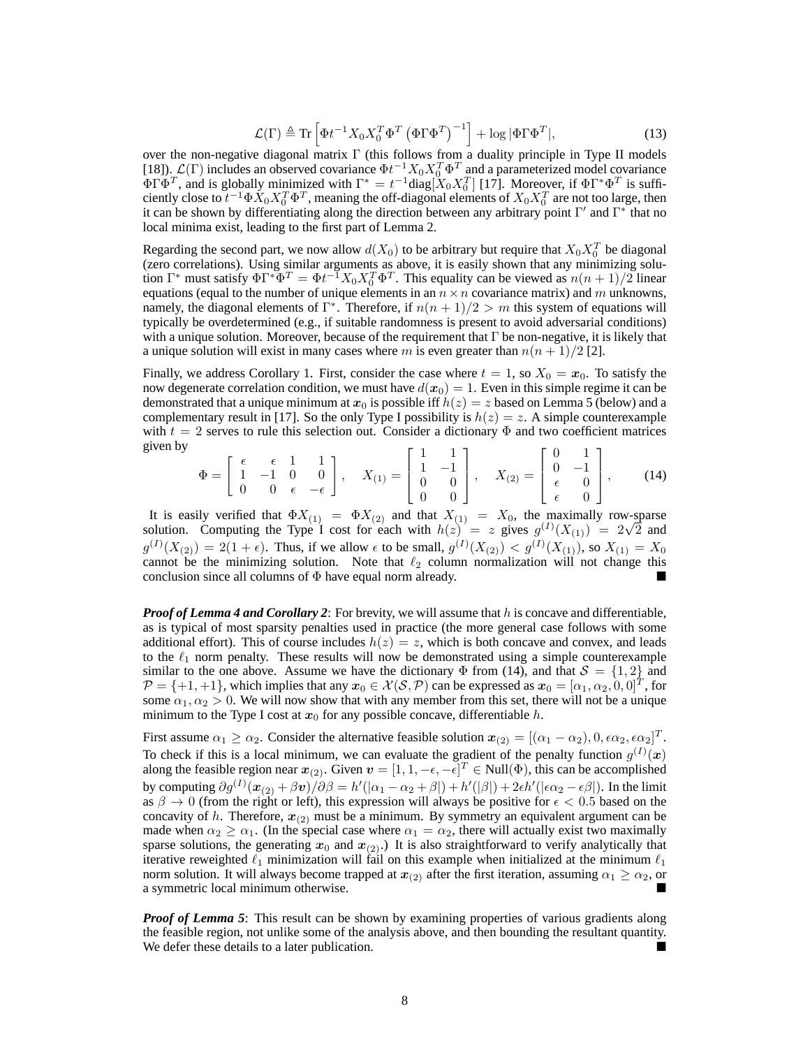$$\mathcal{L}(\Gamma) \triangleq \mathrm{Tr}\left[\Phi t^{-1} X_0 X_0^T \Phi^T \left(\Phi \Gamma \Phi^T\right)^{-1}\right] + \log |\Phi \Gamma \Phi^T|, \tag{13}$$

over the non-negative diagonal matrix $\Gamma$ (this follows from a duality principle in Type II models [18]). $\mathcal{L}(\Gamma)$ includes an observed covariance $\Phi t^{-1} X_0 X_0^T \Phi^T$ and a parameterized model covariance $\Phi \Gamma \Phi^T$, and is globally minimized with $\Gamma^* = t^{-1}\mathrm{diag}[X_0 X_0^T]$ [17]. Moreover, if $\Phi \Gamma^* \Phi^T$ is sufficiently close to $t^{-1}\Phi X_0 X_0^T \Phi^T$, meaning the off-diagonal elements of $X_0 X_0^T$ are not too large, then it can be shown by differentiating along the direction between any arbitrary point $\Gamma'$ and $\Gamma^*$ that no local minima exist, leading to the first part of Lemma 2.

Regarding the second part, we now allow $d(X_0)$ to be arbitrary but require that $X_0 X_0^T$ be diagonal (zero correlations). Using similar arguments as above, it is easily shown that any minimizing solution $\Gamma^*$ must satisfy $\Phi \Gamma^* \Phi^T = \Phi t^{-1} X_0 X_0^T \Phi^T$. This equality can be viewed as $n(n+1)/2$ linear equations (equal to the number of unique elements in an $n \times n$ covariance matrix) and $m$ unknowns, namely, the diagonal elements of $\Gamma^*$. Therefore, if $n(n+1)/2 > m$ this system of equations will typically be overdetermined (e.g., if suitable randomness is present to avoid adversarial conditions) with a unique solution. Moreover, because of the requirement that $\Gamma$ be non-negative, it is likely that a unique solution will exist in many cases where $m$ is even greater than $n(n+1)/2$ [2].

Finally, we address Corollary 1. First, consider the case where $t = 1$, so $X_0 = \boldsymbol{x}_0$. To satisfy the now degenerate correlation condition, we must have $d(\boldsymbol{x}_0) = 1$. Even in this simple regime it can be demonstrated that a unique minimum at $\boldsymbol{x}_0$ is possible iff $h(z) = z$ based on Lemma 5 (below) and a complementary result in [17]. So the only Type I possibility is $h(z) = z$. A simple counterexample with $t = 2$ serves to rule this selection out. Consider a dictionary $\Phi$ and two coefficient matrices given by

$$\Phi = \begin{bmatrix} \epsilon & \epsilon & 1 & 1 \\ 1 & -1 & 0 & 0 \\ 0 & 0 & \epsilon & -\epsilon \end{bmatrix}, \quad X_{(1)} = \begin{bmatrix} 1 & 1 \\ 1 & -1 \\ 0 & 0 \\ 0 & 0 \end{bmatrix}, \quad X_{(2)} = \begin{bmatrix} 0 & 1 \\ 0 & -1 \\ \epsilon & 0 \\ \epsilon & 0 \end{bmatrix}, \tag{14}$$

It is easily verified that $\Phi X_{(1)} = \Phi X_{(2)}$ and that $X_{(1)} = X_0$, the maximally row-sparse solution. Computing the Type I cost for each with $h(z) = z$ gives $g^{(I)}(X_{(1)}) = 2\sqrt{2}$ and $g^{(I)}(X_{(2)}) = 2(1+\epsilon)$. Thus, if we allow $\epsilon$ to be small, $g^{(I)}(X_{(2)}) < g^{(I)}(X_{(1)})$, so $X_{(1)} = X_0$ cannot be the minimizing solution. Note that $\ell_2$ column normalization will not change this conclusion since all columns of $\Phi$ have equal norm already. ∎

***Proof of Lemma 4 and Corollary 2***: For brevity, we will assume that $h$ is concave and differentiable, as is typical of most sparsity penalties used in practice (the more general case follows with some additional effort). This of course includes $h(z) = z$, which is both concave and convex, and leads to the $\ell_1$ norm penalty. These results will now be demonstrated using a simple counterexample similar to the one above. Assume we have the dictionary $\Phi$ from (14), and that $\mathcal{S} = \{1, 2\}$ and $\mathcal{P} = \{+1, +1\}$, which implies that any $\boldsymbol{x}_0 \in \mathcal{X}(\mathcal{S}, \mathcal{P})$ can be expressed as $\boldsymbol{x}_0 = [\alpha_1, \alpha_2, 0, 0]^T$, for some $\alpha_1, \alpha_2 > 0$. We will now show that with any member from this set, there will not be a unique minimum to the Type I cost at $\boldsymbol{x}_0$ for any possible concave, differentiable $h$.

First assume $\alpha_1 \geq \alpha_2$. Consider the alternative feasible solution $\boldsymbol{x}_{(2)} = [(\alpha_1 - \alpha_2), 0, \epsilon\alpha_2, \epsilon\alpha_2]^T$. To check if this is a local minimum, we can evaluate the gradient of the penalty function $g^{(I)}(\boldsymbol{x})$ along the feasible region near $\boldsymbol{x}_{(2)}$. Given $\boldsymbol{v} = [1, 1, -\epsilon, -\epsilon]^T \in \mathrm{Null}(\Phi)$, this can be accomplished by computing $\partial g^{(I)}(\boldsymbol{x}_{(2)} + \beta \boldsymbol{v})/\partial\beta = h'(|\alpha_1 - \alpha_2 + \beta|) + h'(|\beta|) + 2\epsilon h'(|\epsilon\alpha_2 - \epsilon\beta|)$. In the limit as $\beta \to 0$ (from the right or left), this expression will always be positive for $\epsilon < 0.5$ based on the concavity of $h$. Therefore, $\boldsymbol{x}_{(2)}$ must be a minimum. By symmetry an equivalent argument can be made when $\alpha_2 \geq \alpha_1$. (In the special case where $\alpha_1 = \alpha_2$, there will actually exist two maximally sparse solutions, the generating $\boldsymbol{x}_0$ and $\boldsymbol{x}_{(2)}$.) It is also straightforward to verify analytically that iterative reweighted $\ell_1$ minimization will fail on this example when initialized at the minimum $\ell_1$ norm solution. It will always become trapped at $\boldsymbol{x}_{(2)}$ after the first iteration, assuming $\alpha_1 \geq \alpha_2$, or a symmetric local minimum otherwise. ∎

***Proof of Lemma 5***: This result can be shown by examining properties of various gradients along the feasible region, not unlike some of the analysis above, and then bounding the resultant quantity. We defer these details to a later publication. ∎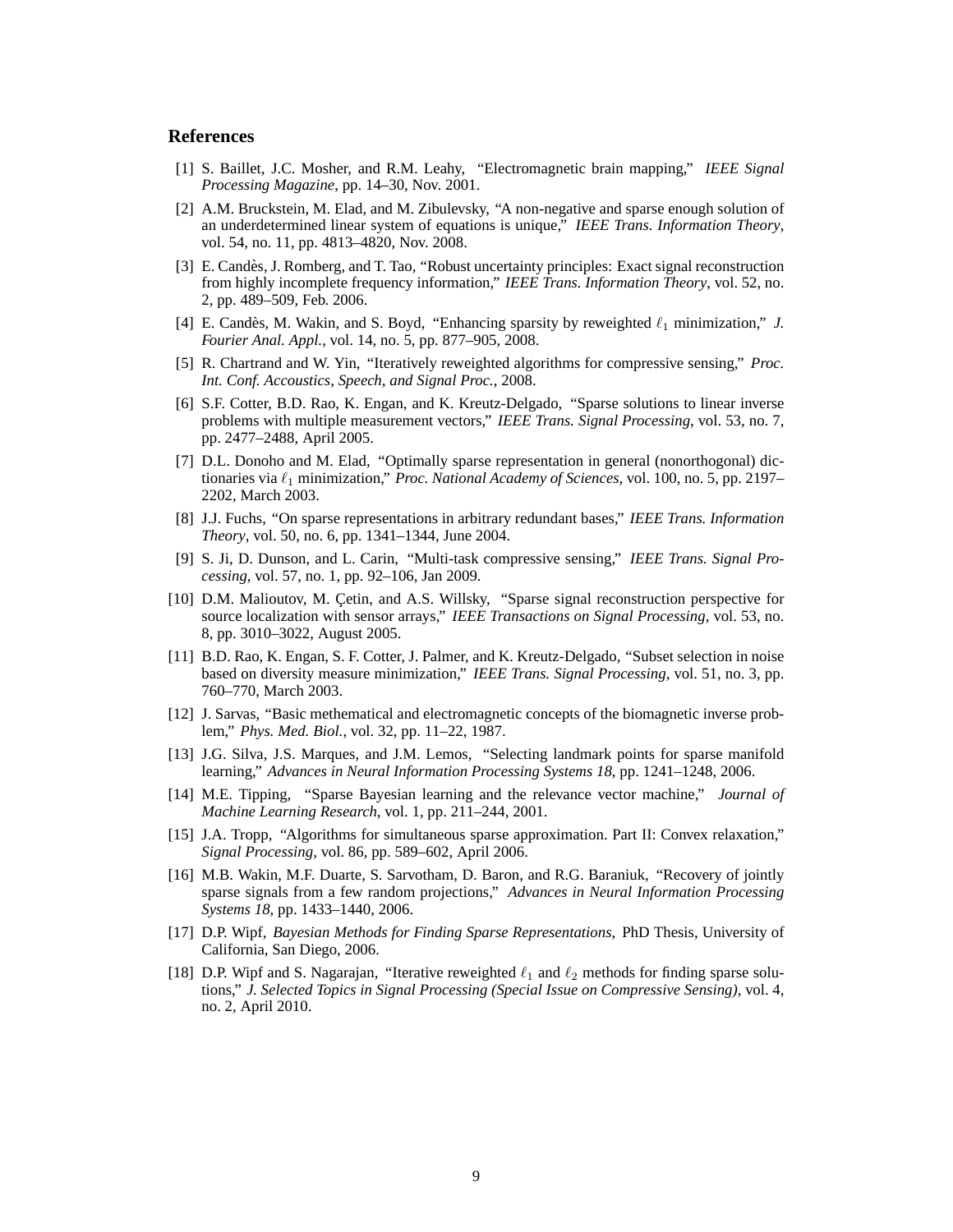## References

[1] S. Baillet, J.C. Mosher, and R.M. Leahy, "Electromagnetic brain mapping," *IEEE Signal Processing Magazine*, pp. 14–30, Nov. 2001.

[2] A.M. Bruckstein, M. Elad, and M. Zibulevsky, "A non-negative and sparse enough solution of an underdetermined linear system of equations is unique," *IEEE Trans. Information Theory*, vol. 54, no. 11, pp. 4813–4820, Nov. 2008.

[3] E. Candès, J. Romberg, and T. Tao, "Robust uncertainty principles: Exact signal reconstruction from highly incomplete frequency information," *IEEE Trans. Information Theory*, vol. 52, no. 2, pp. 489–509, Feb. 2006.

[4] E. Candès, M. Wakin, and S. Boyd, "Enhancing sparsity by reweighted $\ell_1$ minimization," *J. Fourier Anal. Appl.*, vol. 14, no. 5, pp. 877–905, 2008.

[5] R. Chartrand and W. Yin, "Iteratively reweighted algorithms for compressive sensing," *Proc. Int. Conf. Accoustics, Speech, and Signal Proc.*, 2008.

[6] S.F. Cotter, B.D. Rao, K. Engan, and K. Kreutz-Delgado, "Sparse solutions to linear inverse problems with multiple measurement vectors," *IEEE Trans. Signal Processing*, vol. 53, no. 7, pp. 2477–2488, April 2005.

[7] D.L. Donoho and M. Elad, "Optimally sparse representation in general (nonorthogonal) dictionaries via $\ell_1$ minimization," *Proc. National Academy of Sciences*, vol. 100, no. 5, pp. 2197–2202, March 2003.

[8] J.J. Fuchs, "On sparse representations in arbitrary redundant bases," *IEEE Trans. Information Theory*, vol. 50, no. 6, pp. 1341–1344, June 2004.

[9] S. Ji, D. Dunson, and L. Carin, "Multi-task compressive sensing," *IEEE Trans. Signal Processing*, vol. 57, no. 1, pp. 92–106, Jan 2009.

[10] D.M. Malioutov, M. Çetin, and A.S. Willsky, "Sparse signal reconstruction perspective for source localization with sensor arrays," *IEEE Transactions on Signal Processing*, vol. 53, no. 8, pp. 3010–3022, August 2005.

[11] B.D. Rao, K. Engan, S. F. Cotter, J. Palmer, and K. Kreutz-Delgado, "Subset selection in noise based on diversity measure minimization," *IEEE Trans. Signal Processing*, vol. 51, no. 3, pp. 760–770, March 2003.

[12] J. Sarvas, "Basic methematical and electromagnetic concepts of the biomagnetic inverse problem," *Phys. Med. Biol.*, vol. 32, pp. 11–22, 1987.

[13] J.G. Silva, J.S. Marques, and J.M. Lemos, "Selecting landmark points for sparse manifold learning," *Advances in Neural Information Processing Systems 18*, pp. 1241–1248, 2006.

[14] M.E. Tipping, "Sparse Bayesian learning and the relevance vector machine," *Journal of Machine Learning Research*, vol. 1, pp. 211–244, 2001.

[15] J.A. Tropp, "Algorithms for simultaneous sparse approximation. Part II: Convex relaxation," *Signal Processing*, vol. 86, pp. 589–602, April 2006.

[16] M.B. Wakin, M.F. Duarte, S. Sarvotham, D. Baron, and R.G. Baraniuk, "Recovery of jointly sparse signals from a few random projections," *Advances in Neural Information Processing Systems 18*, pp. 1433–1440, 2006.

[17] D.P. Wipf, *Bayesian Methods for Finding Sparse Representations*, PhD Thesis, University of California, San Diego, 2006.

[18] D.P. Wipf and S. Nagarajan, "Iterative reweighted $\ell_1$ and $\ell_2$ methods for finding sparse solutions," *J. Selected Topics in Signal Processing (Special Issue on Compressive Sensing)*, vol. 4, no. 2, April 2010.